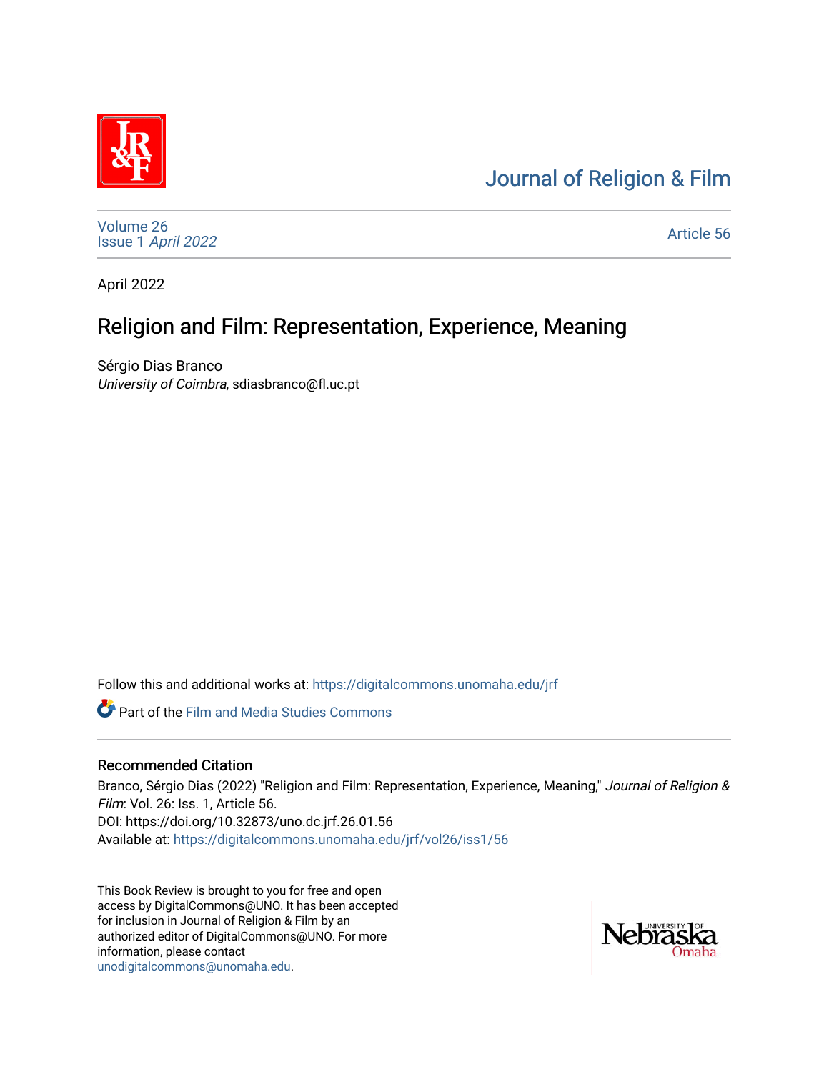Journal of Religion & Film

Volume 26
Issue 1 *April 2022*

Article 56

April 2022

# Religion and Film: Representation, Experience, Meaning

Sérgio Dias Branco
*University of Coimbra*, sdiasbranco@fl.uc.pt

Follow this and additional works at: https://digitalcommons.unomaha.edu/jrf

Part of the Film and Media Studies Commons

## Recommended Citation

Branco, Sérgio Dias (2022) "Religion and Film: Representation, Experience, Meaning," *Journal of Religion & Film*: Vol. 26: Iss. 1, Article 56.
DOI: https://doi.org/10.32873/uno.dc.jrf.26.01.56
Available at: https://digitalcommons.unomaha.edu/jrf/vol26/iss1/56

This Book Review is brought to you for free and open access by DigitalCommons@UNO. It has been accepted for inclusion in Journal of Religion & Film by an authorized editor of DigitalCommons@UNO. For more information, please contact unodigitalcommons@unomaha.edu.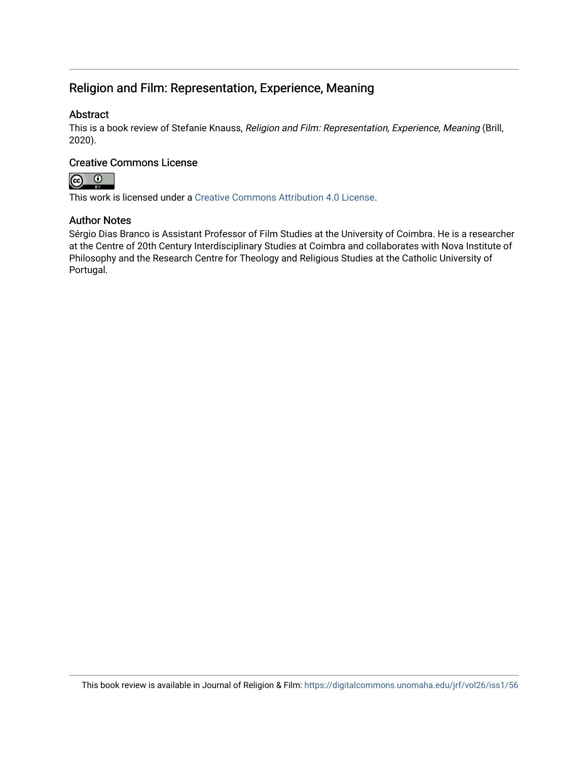## Religion and Film: Representation, Experience, Meaning

### Abstract

This is a book review of Stefanie Knauss, *Religion and Film: Representation, Experience, Meaning* (Brill, 2020).

### Creative Commons License

This work is licensed under a Creative Commons Attribution 4.0 License.

### Author Notes

Sérgio Dias Branco is Assistant Professor of Film Studies at the University of Coimbra. He is a researcher at the Centre of 20th Century Interdisciplinary Studies at Coimbra and collaborates with Nova Institute of Philosophy and the Research Centre for Theology and Religious Studies at the Catholic University of Portugal.

This book review is available in Journal of Religion & Film: https://digitalcommons.unomaha.edu/jrf/vol26/iss1/56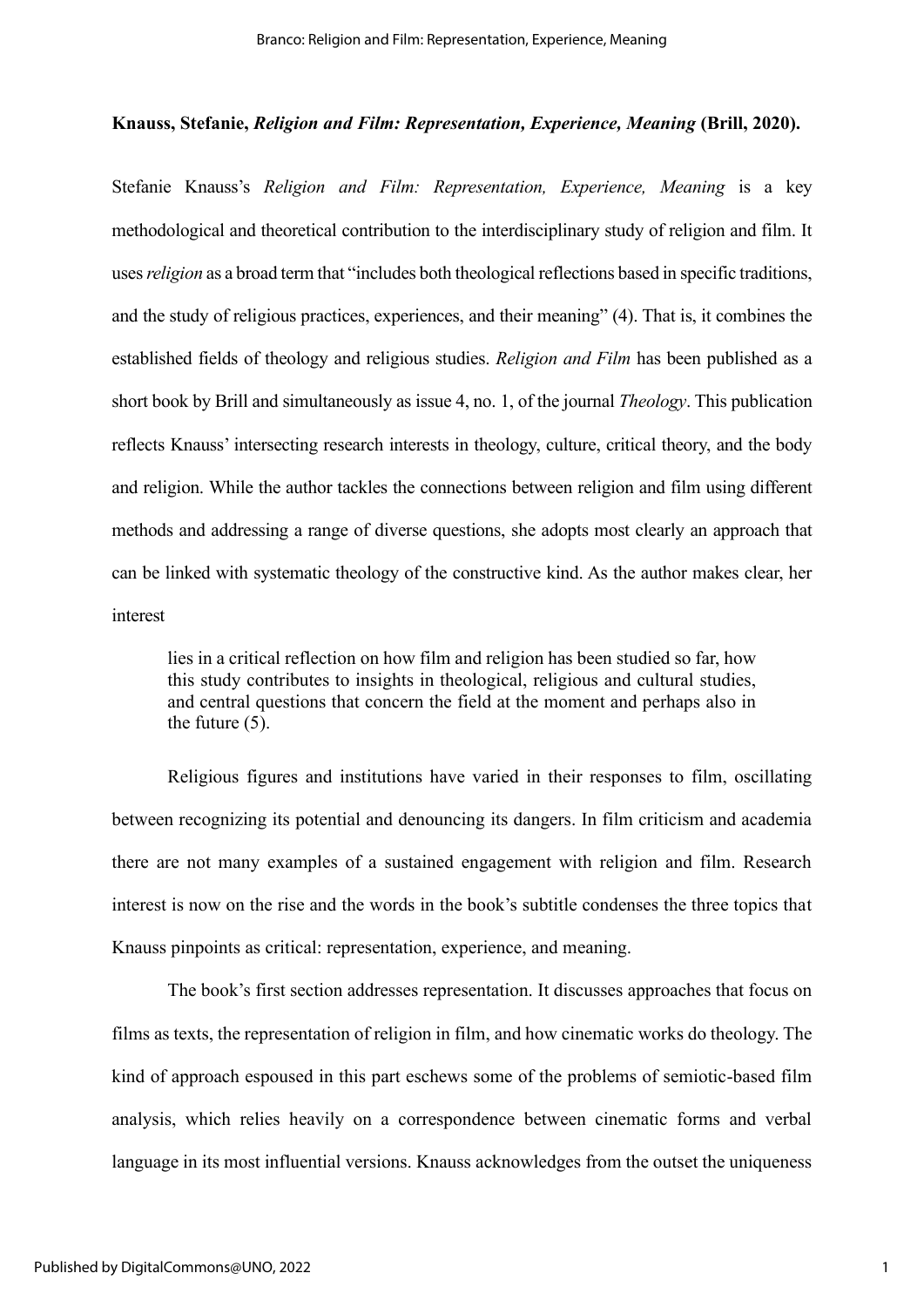**Knauss, Stefanie, *Religion and Film: Representation, Experience, Meaning* (Brill, 2020).**

Stefanie Knauss's *Religion and Film: Representation, Experience, Meaning* is a key methodological and theoretical contribution to the interdisciplinary study of religion and film. It uses *religion* as a broad term that "includes both theological reflections based in specific traditions, and the study of religious practices, experiences, and their meaning" (4). That is, it combines the established fields of theology and religious studies. *Religion and Film* has been published as a short book by Brill and simultaneously as issue 4, no. 1, of the journal *Theology*. This publication reflects Knauss' intersecting research interests in theology, culture, critical theory, and the body and religion. While the author tackles the connections between religion and film using different methods and addressing a range of diverse questions, she adopts most clearly an approach that can be linked with systematic theology of the constructive kind. As the author makes clear, her interest

> lies in a critical reflection on how film and religion has been studied so far, how this study contributes to insights in theological, religious and cultural studies, and central questions that concern the field at the moment and perhaps also in the future (5).

Religious figures and institutions have varied in their responses to film, oscillating between recognizing its potential and denouncing its dangers. In film criticism and academia there are not many examples of a sustained engagement with religion and film. Research interest is now on the rise and the words in the book's subtitle condenses the three topics that Knauss pinpoints as critical: representation, experience, and meaning.

The book's first section addresses representation. It discusses approaches that focus on films as texts, the representation of religion in film, and how cinematic works do theology. The kind of approach espoused in this part eschews some of the problems of semiotic-based film analysis, which relies heavily on a correspondence between cinematic forms and verbal language in its most influential versions. Knauss acknowledges from the outset the uniqueness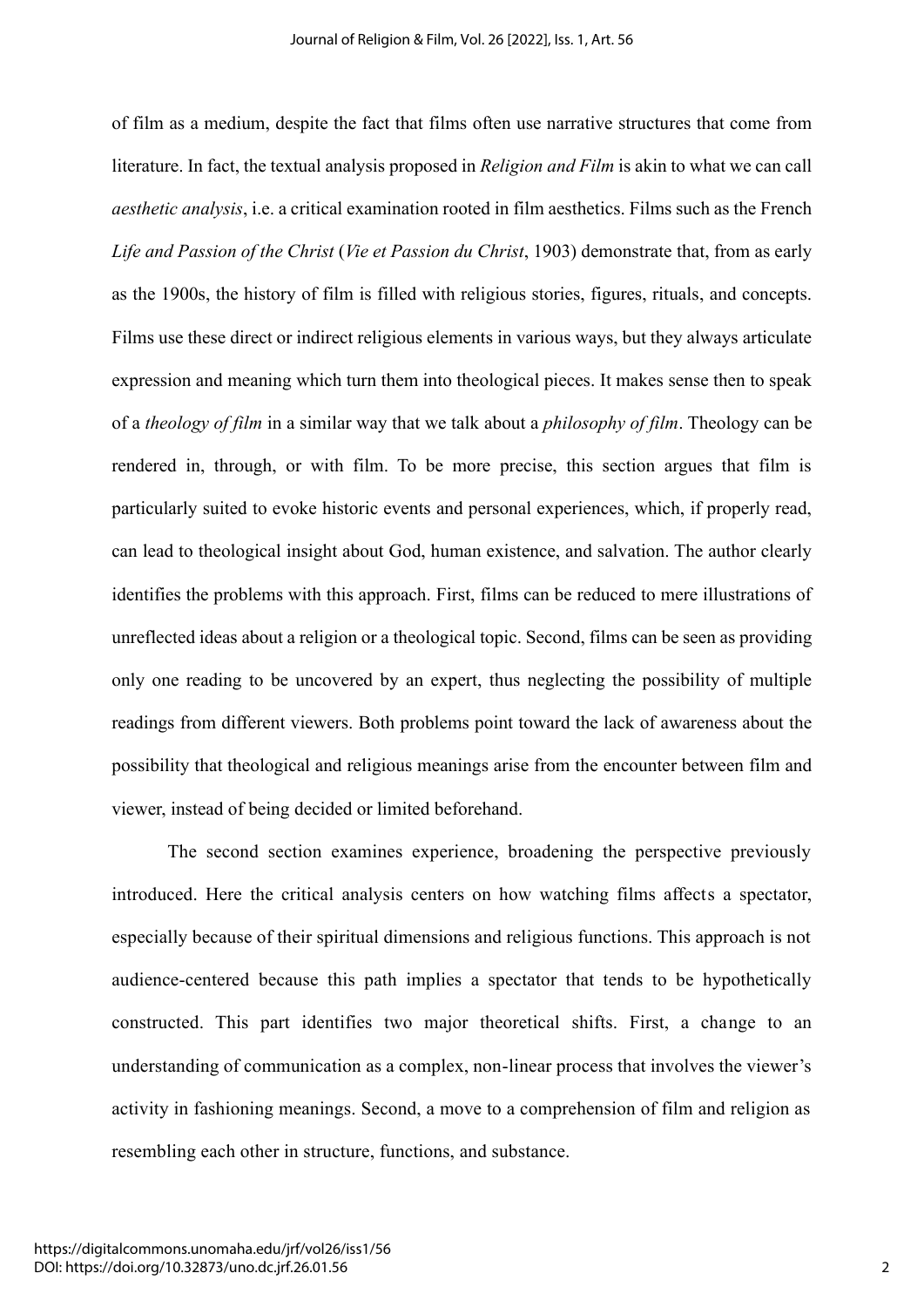of film as a medium, despite the fact that films often use narrative structures that come from literature. In fact, the textual analysis proposed in *Religion and Film* is akin to what we can call *aesthetic analysis*, i.e. a critical examination rooted in film aesthetics. Films such as the French *Life and Passion of the Christ* (*Vie et Passion du Christ*, 1903) demonstrate that, from as early as the 1900s, the history of film is filled with religious stories, figures, rituals, and concepts. Films use these direct or indirect religious elements in various ways, but they always articulate expression and meaning which turn them into theological pieces. It makes sense then to speak of a *theology of film* in a similar way that we talk about a *philosophy of film*. Theology can be rendered in, through, or with film. To be more precise, this section argues that film is particularly suited to evoke historic events and personal experiences, which, if properly read, can lead to theological insight about God, human existence, and salvation. The author clearly identifies the problems with this approach. First, films can be reduced to mere illustrations of unreflected ideas about a religion or a theological topic. Second, films can be seen as providing only one reading to be uncovered by an expert, thus neglecting the possibility of multiple readings from different viewers. Both problems point toward the lack of awareness about the possibility that theological and religious meanings arise from the encounter between film and viewer, instead of being decided or limited beforehand.

The second section examines experience, broadening the perspective previously introduced. Here the critical analysis centers on how watching films affects a spectator, especially because of their spiritual dimensions and religious functions. This approach is not audience-centered because this path implies a spectator that tends to be hypothetically constructed. This part identifies two major theoretical shifts. First, a change to an understanding of communication as a complex, non-linear process that involves the viewer's activity in fashioning meanings. Second, a move to a comprehension of film and religion as resembling each other in structure, functions, and substance.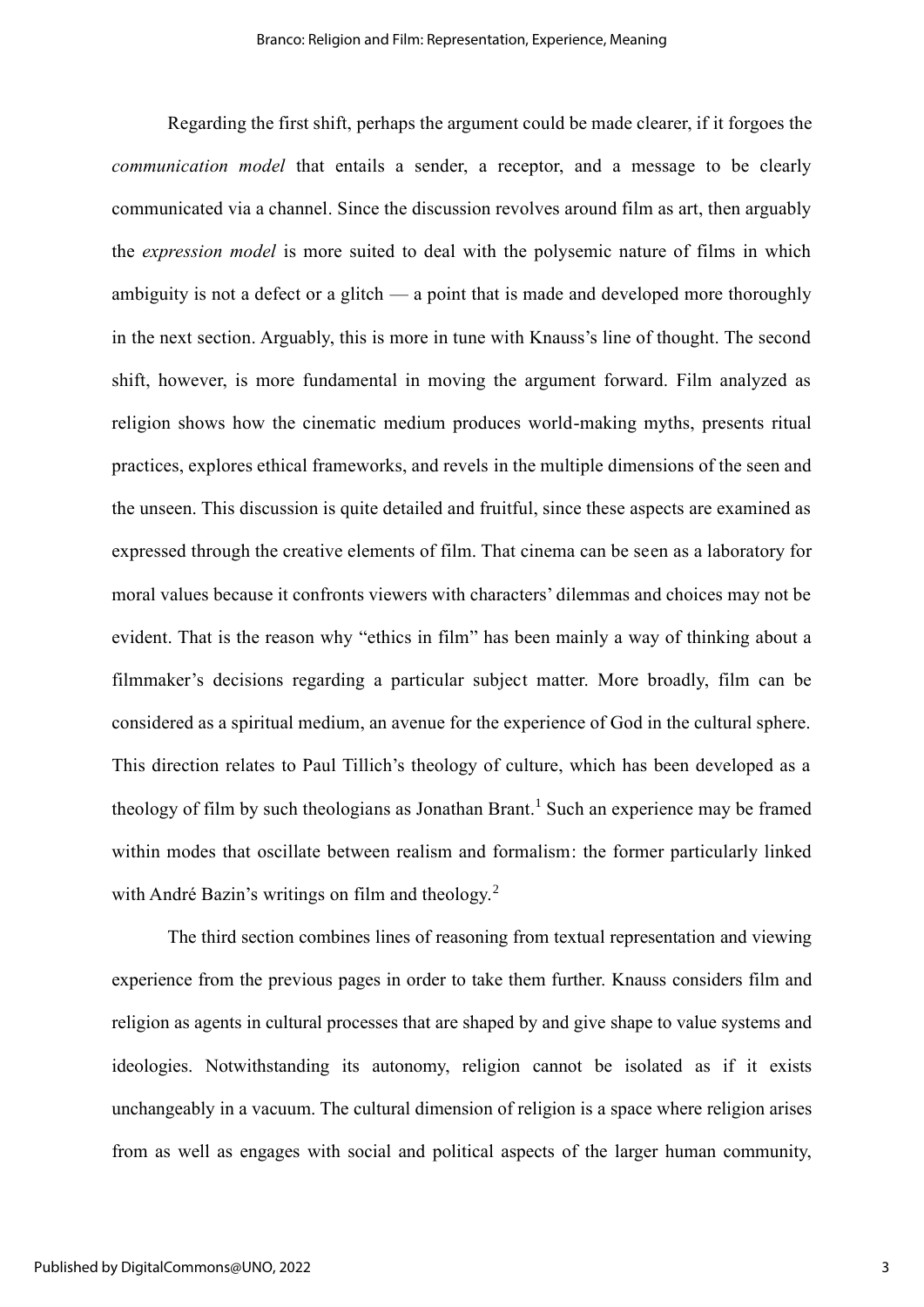Regarding the first shift, perhaps the argument could be made clearer, if it forgoes the *communication model* that entails a sender, a receptor, and a message to be clearly communicated via a channel. Since the discussion revolves around film as art, then arguably the *expression model* is more suited to deal with the polysemic nature of films in which ambiguity is not a defect or a glitch — a point that is made and developed more thoroughly in the next section. Arguably, this is more in tune with Knauss's line of thought. The second shift, however, is more fundamental in moving the argument forward. Film analyzed as religion shows how the cinematic medium produces world-making myths, presents ritual practices, explores ethical frameworks, and revels in the multiple dimensions of the seen and the unseen. This discussion is quite detailed and fruitful, since these aspects are examined as expressed through the creative elements of film. That cinema can be seen as a laboratory for moral values because it confronts viewers with characters' dilemmas and choices may not be evident. That is the reason why "ethics in film" has been mainly a way of thinking about a filmmaker's decisions regarding a particular subject matter. More broadly, film can be considered as a spiritual medium, an avenue for the experience of God in the cultural sphere. This direction relates to Paul Tillich's theology of culture, which has been developed as a theology of film by such theologians as Jonathan Brant.[1] Such an experience may be framed within modes that oscillate between realism and formalism: the former particularly linked with André Bazin's writings on film and theology.[2]

The third section combines lines of reasoning from textual representation and viewing experience from the previous pages in order to take them further. Knauss considers film and religion as agents in cultural processes that are shaped by and give shape to value systems and ideologies. Notwithstanding its autonomy, religion cannot be isolated as if it exists unchangeably in a vacuum. The cultural dimension of religion is a space where religion arises from as well as engages with social and political aspects of the larger human community,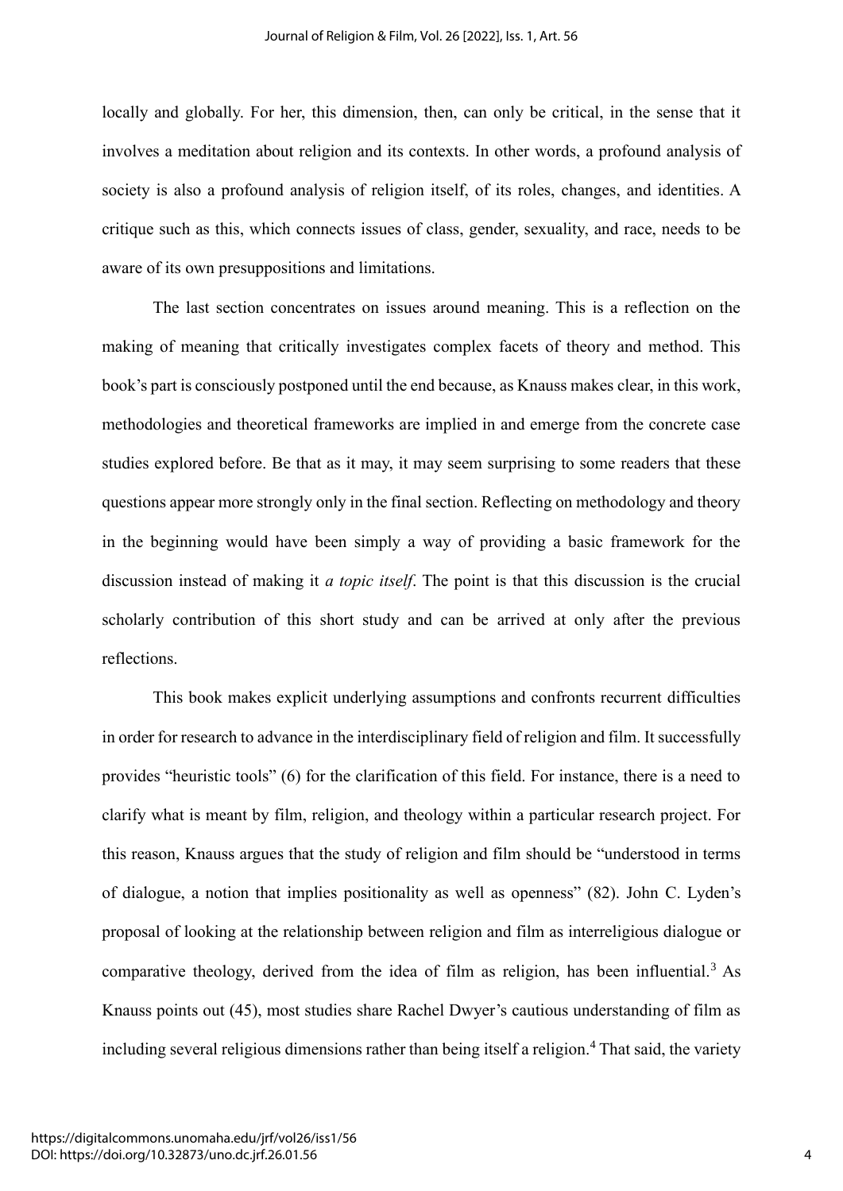locally and globally. For her, this dimension, then, can only be critical, in the sense that it involves a meditation about religion and its contexts. In other words, a profound analysis of society is also a profound analysis of religion itself, of its roles, changes, and identities. A critique such as this, which connects issues of class, gender, sexuality, and race, needs to be aware of its own presuppositions and limitations.

The last section concentrates on issues around meaning. This is a reflection on the making of meaning that critically investigates complex facets of theory and method. This book's part is consciously postponed until the end because, as Knauss makes clear, in this work, methodologies and theoretical frameworks are implied in and emerge from the concrete case studies explored before. Be that as it may, it may seem surprising to some readers that these questions appear more strongly only in the final section. Reflecting on methodology and theory in the beginning would have been simply a way of providing a basic framework for the discussion instead of making it *a topic itself*. The point is that this discussion is the crucial scholarly contribution of this short study and can be arrived at only after the previous reflections.

This book makes explicit underlying assumptions and confronts recurrent difficulties in order for research to advance in the interdisciplinary field of religion and film. It successfully provides "heuristic tools" (6) for the clarification of this field. For instance, there is a need to clarify what is meant by film, religion, and theology within a particular research project. For this reason, Knauss argues that the study of religion and film should be "understood in terms of dialogue, a notion that implies positionality as well as openness" (82). John C. Lyden's proposal of looking at the relationship between religion and film as interreligious dialogue or comparative theology, derived from the idea of film as religion, has been influential.[3] As Knauss points out (45), most studies share Rachel Dwyer's cautious understanding of film as including several religious dimensions rather than being itself a religion.[4] That said, the variety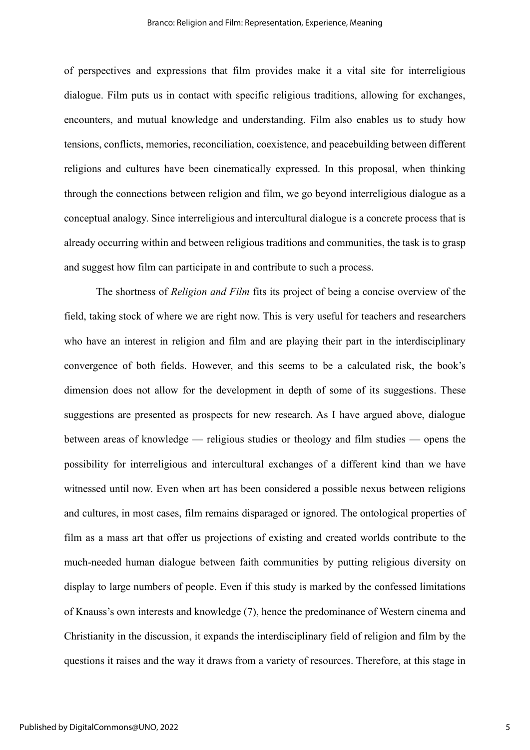of perspectives and expressions that film provides make it a vital site for interreligious dialogue. Film puts us in contact with specific religious traditions, allowing for exchanges, encounters, and mutual knowledge and understanding. Film also enables us to study how tensions, conflicts, memories, reconciliation, coexistence, and peacebuilding between different religions and cultures have been cinematically expressed. In this proposal, when thinking through the connections between religion and film, we go beyond interreligious dialogue as a conceptual analogy. Since interreligious and intercultural dialogue is a concrete process that is already occurring within and between religious traditions and communities, the task is to grasp and suggest how film can participate in and contribute to such a process.

The shortness of *Religion and Film* fits its project of being a concise overview of the field, taking stock of where we are right now. This is very useful for teachers and researchers who have an interest in religion and film and are playing their part in the interdisciplinary convergence of both fields. However, and this seems to be a calculated risk, the book's dimension does not allow for the development in depth of some of its suggestions. These suggestions are presented as prospects for new research. As I have argued above, dialogue between areas of knowledge — religious studies or theology and film studies — opens the possibility for interreligious and intercultural exchanges of a different kind than we have witnessed until now. Even when art has been considered a possible nexus between religions and cultures, in most cases, film remains disparaged or ignored. The ontological properties of film as a mass art that offer us projections of existing and created worlds contribute to the much-needed human dialogue between faith communities by putting religious diversity on display to large numbers of people. Even if this study is marked by the confessed limitations of Knauss's own interests and knowledge (7), hence the predominance of Western cinema and Christianity in the discussion, it expands the interdisciplinary field of religion and film by the questions it raises and the way it draws from a variety of resources. Therefore, at this stage in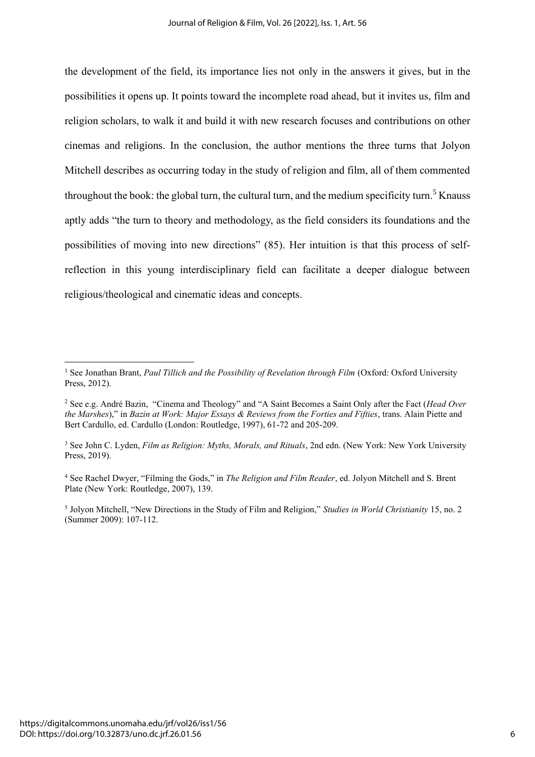the development of the field, its importance lies not only in the answers it gives, but in the possibilities it opens up. It points toward the incomplete road ahead, but it invites us, film and religion scholars, to walk it and build it with new research focuses and contributions on other cinemas and religions. In the conclusion, the author mentions the three turns that Jolyon Mitchell describes as occurring today in the study of religion and film, all of them commented throughout the book: the global turn, the cultural turn, and the medium specificity turn.[5] Knauss aptly adds "the turn to theory and methodology, as the field considers its foundations and the possibilities of moving into new directions" (85). Her intuition is that this process of self-reflection in this young interdisciplinary field can facilitate a deeper dialogue between religious/theological and cinematic ideas and concepts.

---

[1] See Jonathan Brant, *Paul Tillich and the Possibility of Revelation through Film* (Oxford: Oxford University Press, 2012).

[2] See e.g. André Bazin, "Cinema and Theology" and "A Saint Becomes a Saint Only after the Fact (*Head Over the Marshes*)," in *Bazin at Work: Major Essays & Reviews from the Forties and Fifties*, trans. Alain Piette and Bert Cardullo, ed. Cardullo (London: Routledge, 1997), 61-72 and 205-209.

[3] See John C. Lyden, *Film as Religion: Myths, Morals, and Rituals*, 2nd edn. (New York: New York University Press, 2019).

[4] See Rachel Dwyer, "Filming the Gods," in *The Religion and Film Reader*, ed. Jolyon Mitchell and S. Brent Plate (New York: Routledge, 2007), 139.

[5] Jolyon Mitchell, "New Directions in the Study of Film and Religion," *Studies in World Christianity* 15, no. 2 (Summer 2009): 107-112.